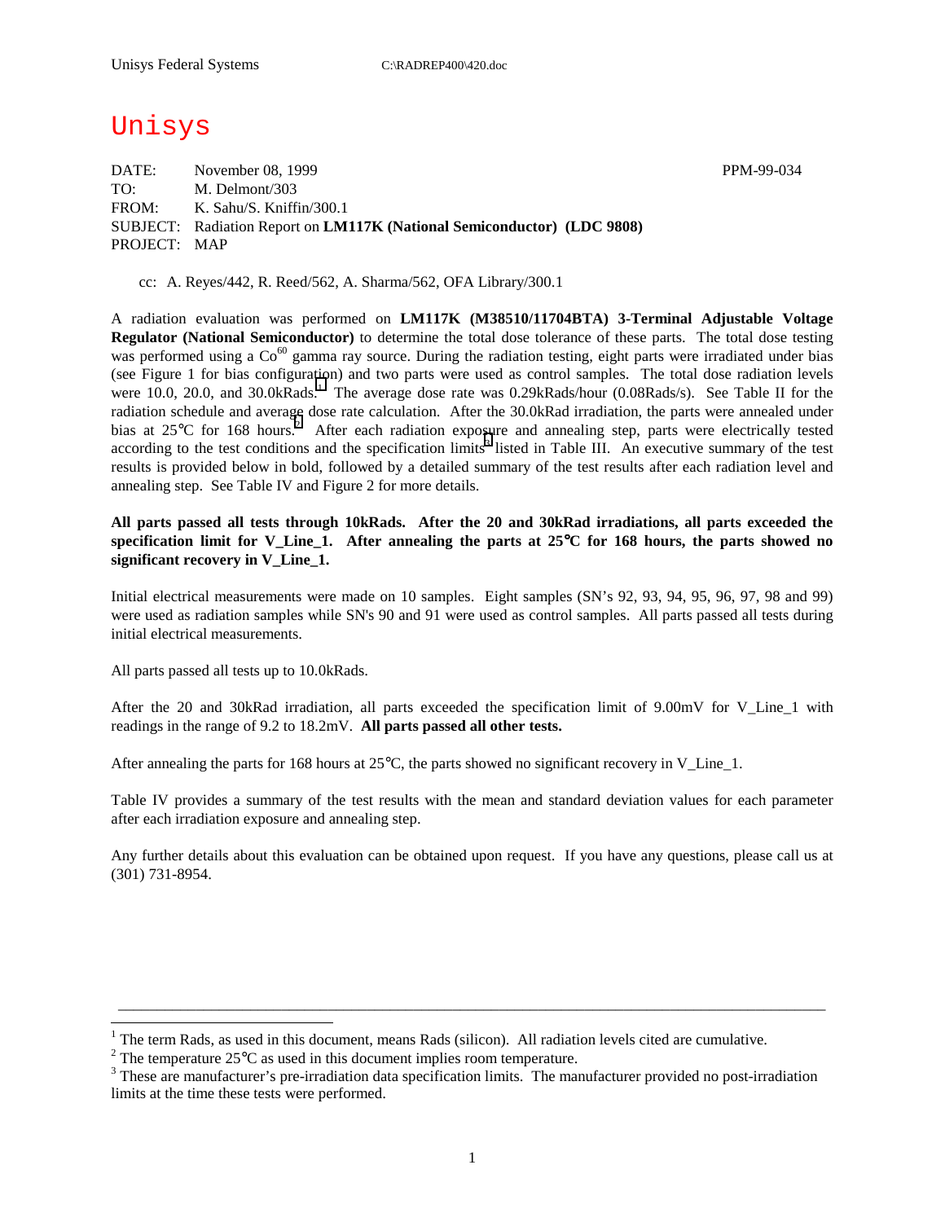# Unisys

DATE: November 08, 1999 PPM-99-034
TO: M. Delmont/303
FROM: K. Sahu/S. Kniffin/300.1
SUBJECT: Radiation Report on **LM117K (National Semiconductor) (LDC 9808)**
PROJECT: MAP

cc: A. Reyes/442, R. Reed/562, A. Sharma/562, OFA Library/300.1

A radiation evaluation was performed on **LM117K (M38510/11704BTA) 3-Terminal Adjustable Voltage Regulator (National Semiconductor)** to determine the total dose tolerance of these parts. The total dose testing was performed using a $Co^{60}$ gamma ray source. During the radiation testing, eight parts were irradiated under bias (see Figure 1 for bias configuration) and two parts were used as control samples. The total dose radiation levels were 10.0, 20.0, and 30.0kRads.[1] The average dose rate was 0.29kRads/hour (0.08Rads/s). See Table II for the radiation schedule and average dose rate calculation. After the 30.0kRad irradiation, the parts were annealed under bias at 25°C for 168 hours.[2] After each radiation exposure and annealing step, parts were electrically tested according to the test conditions and the specification limits[3] listed in Table III. An executive summary of the test results is provided below in bold, followed by a detailed summary of the test results after each radiation level and annealing step. See Table IV and Figure 2 for more details.

**All parts passed all tests through 10kRads. After the 20 and 30kRad irradiations, all parts exceeded the specification limit for V_Line_1. After annealing the parts at 25°C for 168 hours, the parts showed no significant recovery in V_Line_1.**

Initial electrical measurements were made on 10 samples. Eight samples (SN's 92, 93, 94, 95, 96, 97, 98 and 99) were used as radiation samples while SN's 90 and 91 were used as control samples. All parts passed all tests during initial electrical measurements.

All parts passed all tests up to 10.0kRads.

After the 20 and 30kRad irradiation, all parts exceeded the specification limit of 9.00mV for V_Line_1 with readings in the range of 9.2 to 18.2mV. **All parts passed all other tests.**

After annealing the parts for 168 hours at 25°C, the parts showed no significant recovery in V_Line_1.

Table IV provides a summary of the test results with the mean and standard deviation values for each parameter after each irradiation exposure and annealing step.

Any further details about this evaluation can be obtained upon request. If you have any questions, please call us at (301) 731-8954.

---

[1] The term Rads, as used in this document, means Rads (silicon). All radiation levels cited are cumulative.
[2] The temperature 25°C as used in this document implies room temperature.
[3] These are manufacturer's pre-irradiation data specification limits. The manufacturer provided no post-irradiation limits at the time these tests were performed.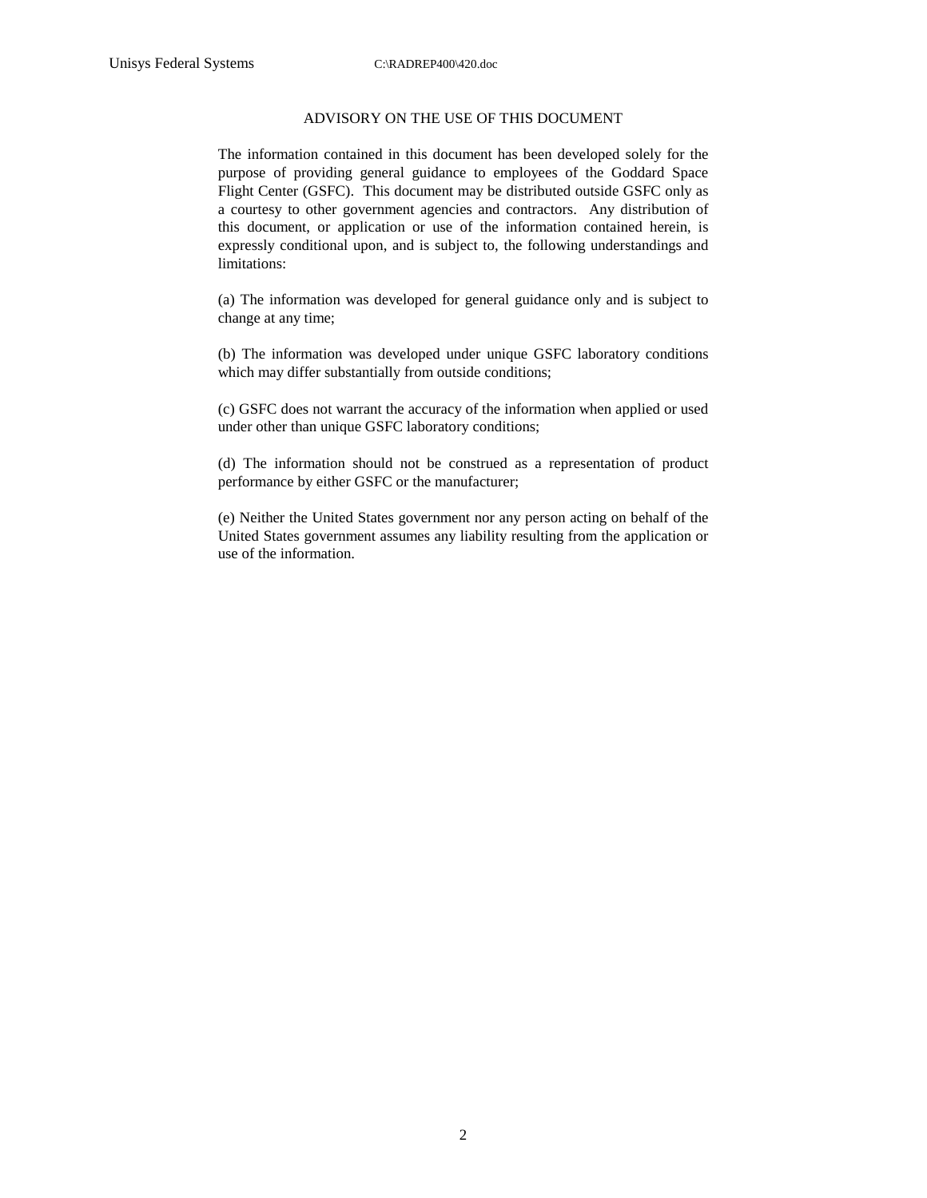## ADVISORY ON THE USE OF THIS DOCUMENT

The information contained in this document has been developed solely for the purpose of providing general guidance to employees of the Goddard Space Flight Center (GSFC). This document may be distributed outside GSFC only as a courtesy to other government agencies and contractors. Any distribution of this document, or application or use of the information contained herein, is expressly conditional upon, and is subject to, the following understandings and limitations:

(a) The information was developed for general guidance only and is subject to change at any time;

(b) The information was developed under unique GSFC laboratory conditions which may differ substantially from outside conditions;

(c) GSFC does not warrant the accuracy of the information when applied or used under other than unique GSFC laboratory conditions;

(d) The information should not be construed as a representation of product performance by either GSFC or the manufacturer;

(e) Neither the United States government nor any person acting on behalf of the United States government assumes any liability resulting from the application or use of the information.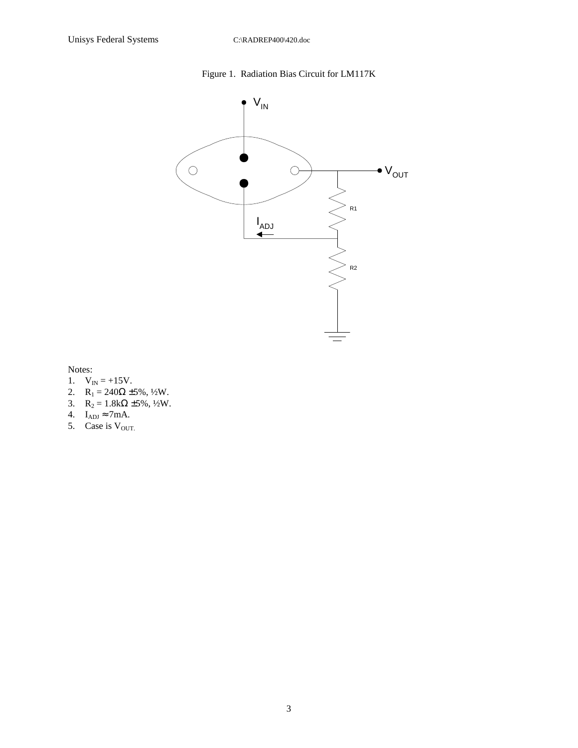Figure 1. Radiation Bias Circuit for LM117K

Notes:

1. $V_{IN}$ = +15V.
2. $R_1$ = 240Ω ±5%, ½W.
3. $R_2$ = 1.8kΩ ±5%, ½W.
4. $I_{ADJ} \approx$ 7mA.
5. Case is $V_{OUT}$.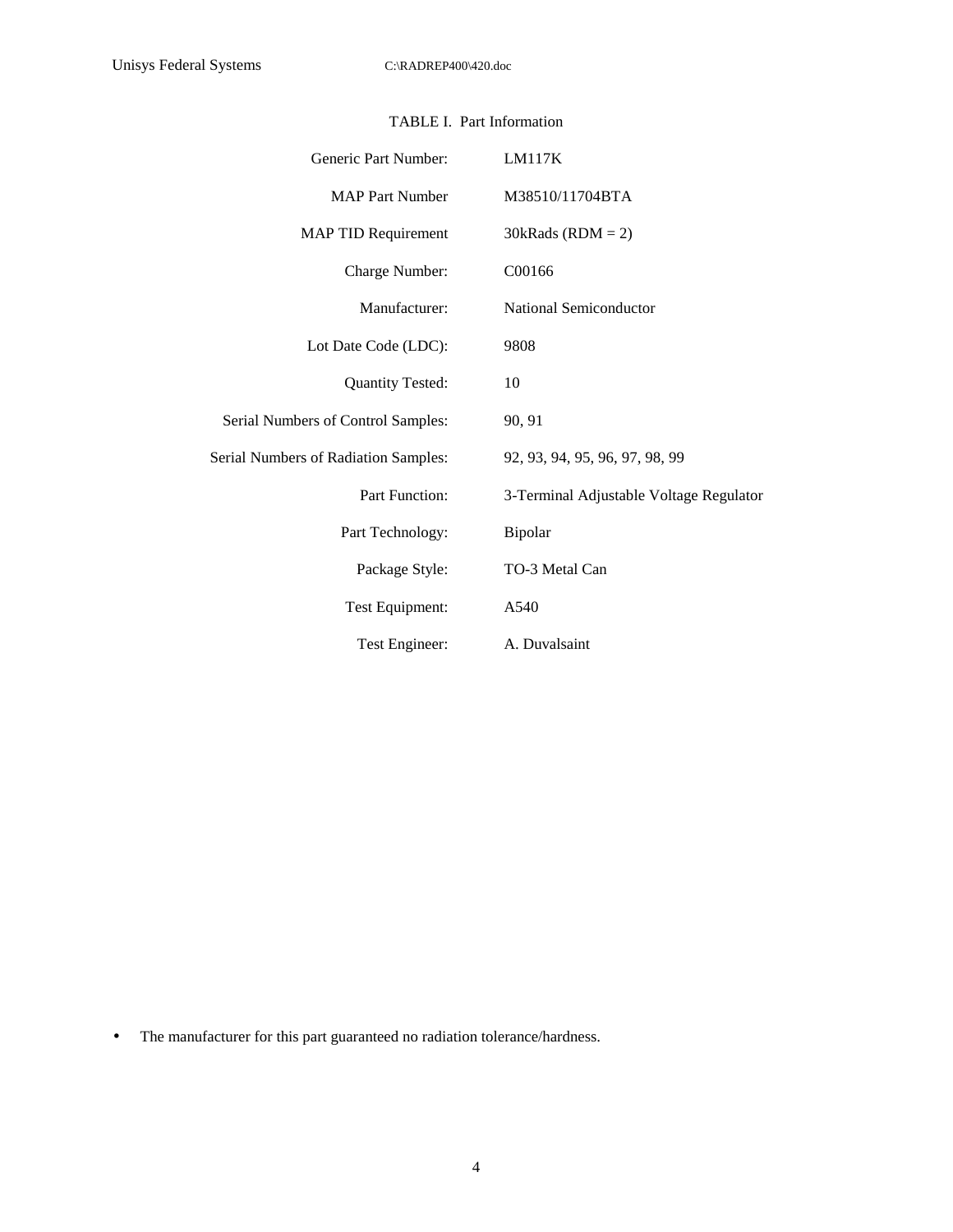TABLE I. Part Information

| | |
|---|---|
| Generic Part Number: | LM117K |
| MAP Part Number | M38510/11704BTA |
| MAP TID Requirement | 30kRads (RDM = 2) |
| Charge Number: | C00166 |
| Manufacturer: | National Semiconductor |
| Lot Date Code (LDC): | 9808 |
| Quantity Tested: | 10 |
| Serial Numbers of Control Samples: | 90, 91 |
| Serial Numbers of Radiation Samples: | 92, 93, 94, 95, 96, 97, 98, 99 |
| Part Function: | 3-Terminal Adjustable Voltage Regulator |
| Part Technology: | Bipolar |
| Package Style: | TO-3 Metal Can |
| Test Equipment: | A540 |
| Test Engineer: | A. Duvalsaint |

- The manufacturer for this part guaranteed no radiation tolerance/hardness.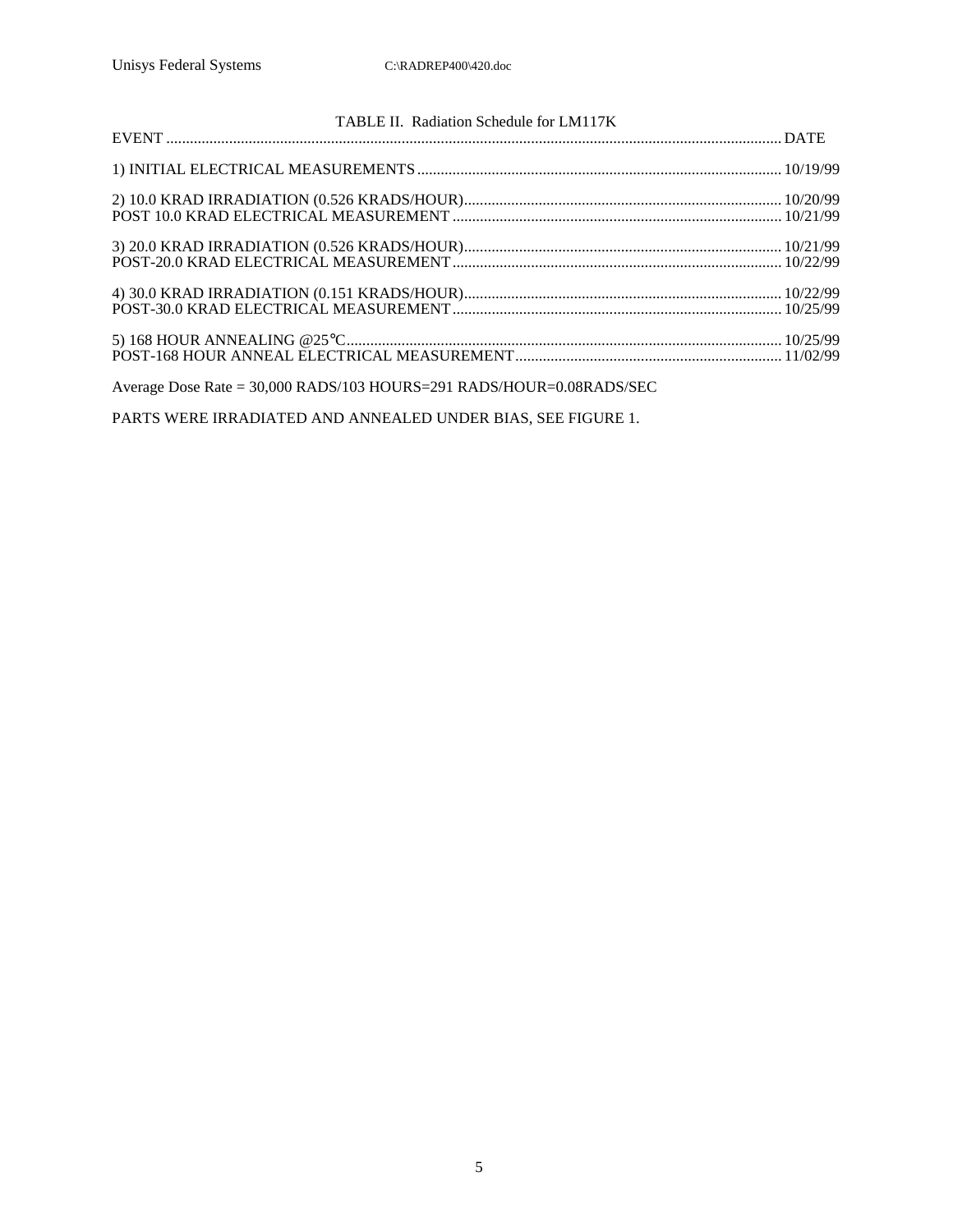TABLE II. Radiation Schedule for LM117K

| EVENT | DATE |
|---|---|
| 1) INITIAL ELECTRICAL MEASUREMENTS | 10/19/99 |
| 2) 10.0 KRAD IRRADIATION (0.526 KRADS/HOUR) | 10/20/99 |
| POST 10.0 KRAD ELECTRICAL MEASUREMENT | 10/21/99 |
| 3) 20.0 KRAD IRRADIATION (0.526 KRADS/HOUR) | 10/21/99 |
| POST-20.0 KRAD ELECTRICAL MEASUREMENT | 10/22/99 |
| 4) 30.0 KRAD IRRADIATION (0.151 KRADS/HOUR) | 10/22/99 |
| POST-30.0 KRAD ELECTRICAL MEASUREMENT | 10/25/99 |
| 5) 168 HOUR ANNEALING @25°C | 10/25/99 |
| POST-168 HOUR ANNEAL ELECTRICAL MEASUREMENT | 11/02/99 |

Average Dose Rate = 30,000 RADS/103 HOURS=291 RADS/HOUR=0.08RADS/SEC

PARTS WERE IRRADIATED AND ANNEALED UNDER BIAS, SEE FIGURE 1.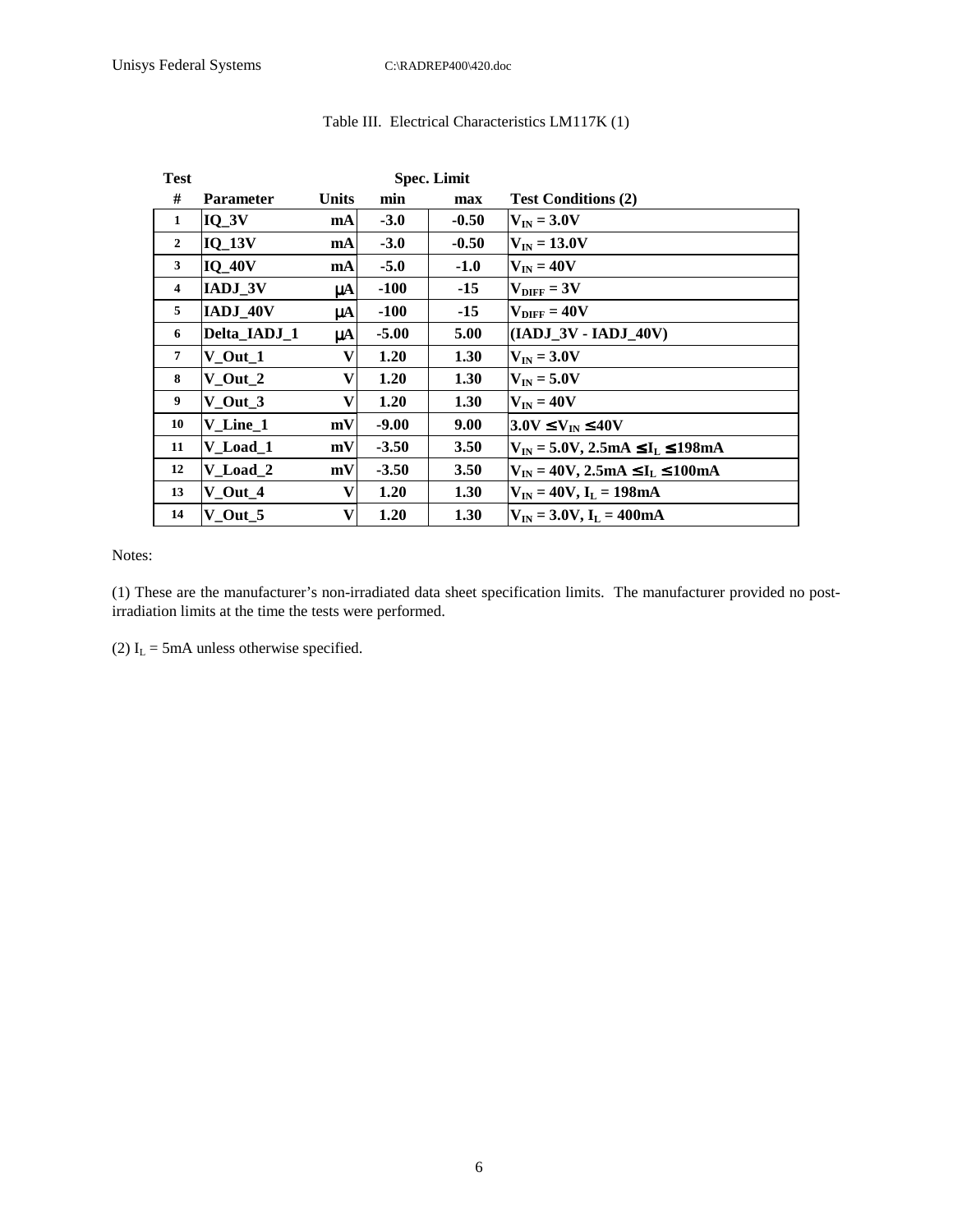Table III. Electrical Characteristics LM117K (1)

| Test # | Parameter | Units | Spec. Limit min | Spec. Limit max | Test Conditions (2) |
|---|---|---|---|---|---|
| 1 | IQ_3V | mA | -3.0 | -0.50 | $V_{IN}$ = 3.0V |
| 2 | IQ_13V | mA | -3.0 | -0.50 | $V_{IN}$ = 13.0V |
| 3 | IQ_40V | mA | -5.0 | -1.0 | $V_{IN}$ = 40V |
| 4 | IADJ_3V | μA | -100 | -15 | $V_{DIFF}$ = 3V |
| 5 | IADJ_40V | μA | -100 | -15 | $V_{DIFF}$ = 40V |
| 6 | Delta_IADJ_1 | μA | -5.00 | 5.00 | (IADJ_3V - IADJ_40V) |
| 7 | V_Out_1 | V | 1.20 | 1.30 | $V_{IN}$ = 3.0V |
| 8 | V_Out_2 | V | 1.20 | 1.30 | $V_{IN}$ = 5.0V |
| 9 | V_Out_3 | V | 1.20 | 1.30 | $V_{IN}$ = 40V |
| 10 | V_Line_1 | mV | -9.00 | 9.00 | 3.0V ≤ $V_{IN}$ ≤ 40V |
| 11 | V_Load_1 | mV | -3.50 | 3.50 | $V_{IN}$ = 5.0V, 2.5mA ≤ $I_L$ ≤ 198mA |
| 12 | V_Load_2 | mV | -3.50 | 3.50 | $V_{IN}$ = 40V, 2.5mA ≤ $I_L$ ≤ 100mA |
| 13 | V_Out_4 | V | 1.20 | 1.30 | $V_{IN}$ = 40V, $I_L$ = 198mA |
| 14 | V_Out_5 | V | 1.20 | 1.30 | $V_{IN}$ = 3.0V, $I_L$ = 400mA |

Notes:

(1) These are the manufacturer's non-irradiated data sheet specification limits. The manufacturer provided no post-irradiation limits at the time the tests were performed.

(2) $I_L$ = 5mA unless otherwise specified.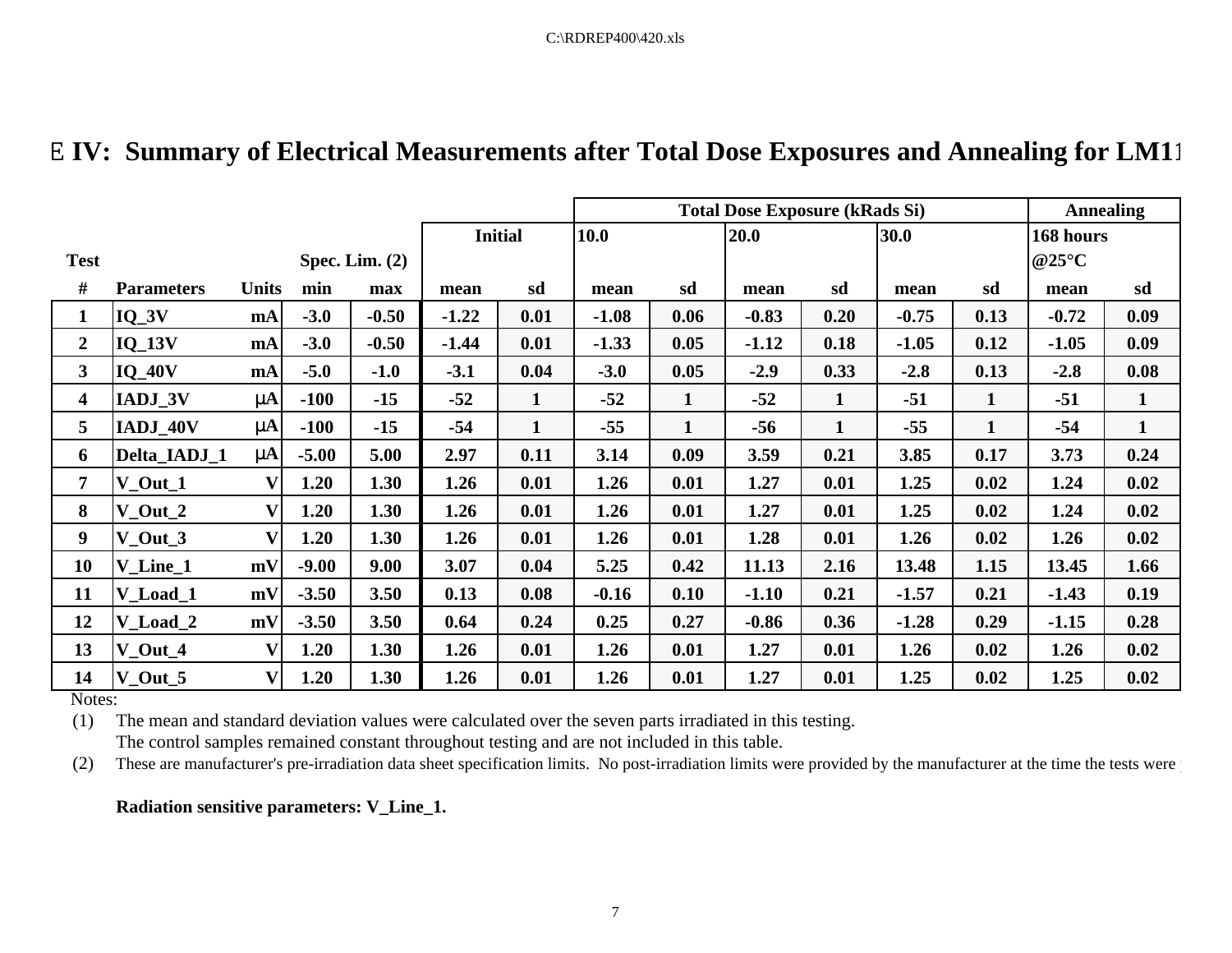# E IV: Summary of Electrical Measurements after Total Dose Exposures and Annealing for LM11

| Test | | | Spec. Lim. (2) | | Initial | | Total Dose Exposure (kRads Si) | | | | | | Annealing | |
|---|---|---|---|---|---|---|---|---|---|---|---|---|---|---|
| | | | | | | | 10.0 | | 20.0 | | 30.0 | | 168 hours @25°C | |
| # | Parameters | Units | min | max | mean | sd | mean | sd | mean | sd | mean | sd | mean | sd |
| 1 | IQ_3V | mA | -3.0 | -0.50 | -1.22 | 0.01 | -1.08 | 0.06 | -0.83 | 0.20 | -0.75 | 0.13 | -0.72 | 0.09 |
| 2 | IQ_13V | mA | -3.0 | -0.50 | -1.44 | 0.01 | -1.33 | 0.05 | -1.12 | 0.18 | -1.05 | 0.12 | -1.05 | 0.09 |
| 3 | IQ_40V | mA | -5.0 | -1.0 | -3.1 | 0.04 | -3.0 | 0.05 | -2.9 | 0.33 | -2.8 | 0.13 | -2.8 | 0.08 |
| 4 | IADJ_3V | μA | -100 | -15 | -52 | 1 | -52 | 1 | -52 | 1 | -51 | 1 | -51 | 1 |
| 5 | IADJ_40V | μA | -100 | -15 | -54 | 1 | -55 | 1 | -56 | 1 | -55 | 1 | -54 | 1 |
| 6 | Delta_IADJ_1 | μA | -5.00 | 5.00 | 2.97 | 0.11 | 3.14 | 0.09 | 3.59 | 0.21 | 3.85 | 0.17 | 3.73 | 0.24 |
| 7 | V_Out_1 | V | 1.20 | 1.30 | 1.26 | 0.01 | 1.26 | 0.01 | 1.27 | 0.01 | 1.25 | 0.02 | 1.24 | 0.02 |
| 8 | V_Out_2 | V | 1.20 | 1.30 | 1.26 | 0.01 | 1.26 | 0.01 | 1.27 | 0.01 | 1.25 | 0.02 | 1.24 | 0.02 |
| 9 | V_Out_3 | V | 1.20 | 1.30 | 1.26 | 0.01 | 1.26 | 0.01 | 1.28 | 0.01 | 1.26 | 0.02 | 1.26 | 0.02 |
| 10 | V_Line_1 | mV | -9.00 | 9.00 | 3.07 | 0.04 | 5.25 | 0.42 | 11.13 | 2.16 | 13.48 | 1.15 | 13.45 | 1.66 |
| 11 | V_Load_1 | mV | -3.50 | 3.50 | 0.13 | 0.08 | -0.16 | 0.10 | -1.10 | 0.21 | -1.57 | 0.21 | -1.43 | 0.19 |
| 12 | V_Load_2 | mV | -3.50 | 3.50 | 0.64 | 0.24 | 0.25 | 0.27 | -0.86 | 0.36 | -1.28 | 0.29 | -1.15 | 0.28 |
| 13 | V_Out_4 | V | 1.20 | 1.30 | 1.26 | 0.01 | 1.26 | 0.01 | 1.27 | 0.01 | 1.26 | 0.02 | 1.26 | 0.02 |
| 14 | V_Out_5 | V | 1.20 | 1.30 | 1.26 | 0.01 | 1.26 | 0.01 | 1.27 | 0.01 | 1.25 | 0.02 | 1.25 | 0.02 |

Notes:

(1) The mean and standard deviation values were calculated over the seven parts irradiated in this testing.
The control samples remained constant throughout testing and are not included in this table.

(2) These are manufacturer's pre-irradiation data sheet specification limits. No post-irradiation limits were provided by the manufacturer at the time the tests were

**Radiation sensitive parameters: V_Line_1.**